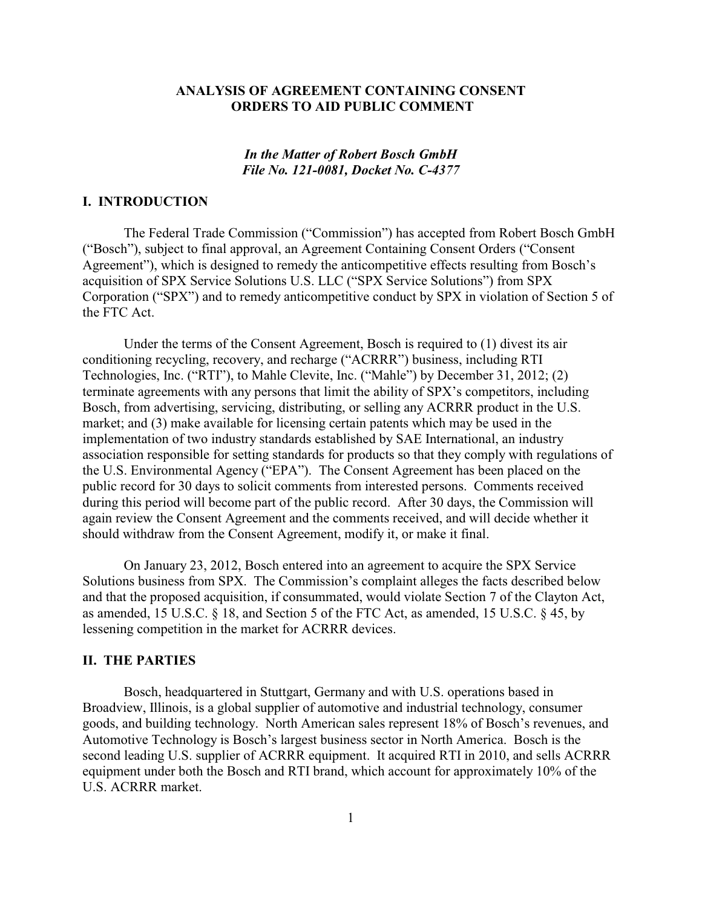# ANALYSIS OF AGREEMENT CONTAINING CONSENT ORDERS TO AID PUBLIC COMMENT

***In the Matter of Robert Bosch GmbH***
***File No. 121-0081, Docket No. C-4377***

## I. INTRODUCTION

The Federal Trade Commission ("Commission") has accepted from Robert Bosch GmbH ("Bosch"), subject to final approval, an Agreement Containing Consent Orders ("Consent Agreement"), which is designed to remedy the anticompetitive effects resulting from Bosch's acquisition of SPX Service Solutions U.S. LLC ("SPX Service Solutions") from SPX Corporation ("SPX") and to remedy anticompetitive conduct by SPX in violation of Section 5 of the FTC Act.

Under the terms of the Consent Agreement, Bosch is required to (1) divest its air conditioning recycling, recovery, and recharge ("ACRRR") business, including RTI Technologies, Inc. ("RTI"), to Mahle Clevite, Inc. ("Mahle") by December 31, 2012; (2) terminate agreements with any persons that limit the ability of SPX's competitors, including Bosch, from advertising, servicing, distributing, or selling any ACRRR product in the U.S. market; and (3) make available for licensing certain patents which may be used in the implementation of two industry standards established by SAE International, an industry association responsible for setting standards for products so that they comply with regulations of the U.S. Environmental Agency ("EPA"). The Consent Agreement has been placed on the public record for 30 days to solicit comments from interested persons. Comments received during this period will become part of the public record. After 30 days, the Commission will again review the Consent Agreement and the comments received, and will decide whether it should withdraw from the Consent Agreement, modify it, or make it final.

On January 23, 2012, Bosch entered into an agreement to acquire the SPX Service Solutions business from SPX. The Commission's complaint alleges the facts described below and that the proposed acquisition, if consummated, would violate Section 7 of the Clayton Act, as amended, 15 U.S.C. § 18, and Section 5 of the FTC Act, as amended, 15 U.S.C. § 45, by lessening competition in the market for ACRRR devices.

## II. THE PARTIES

Bosch, headquartered in Stuttgart, Germany and with U.S. operations based in Broadview, Illinois, is a global supplier of automotive and industrial technology, consumer goods, and building technology. North American sales represent 18% of Bosch's revenues, and Automotive Technology is Bosch's largest business sector in North America. Bosch is the second leading U.S. supplier of ACRRR equipment. It acquired RTI in 2010, and sells ACRRR equipment under both the Bosch and RTI brand, which account for approximately 10% of the U.S. ACRRR market.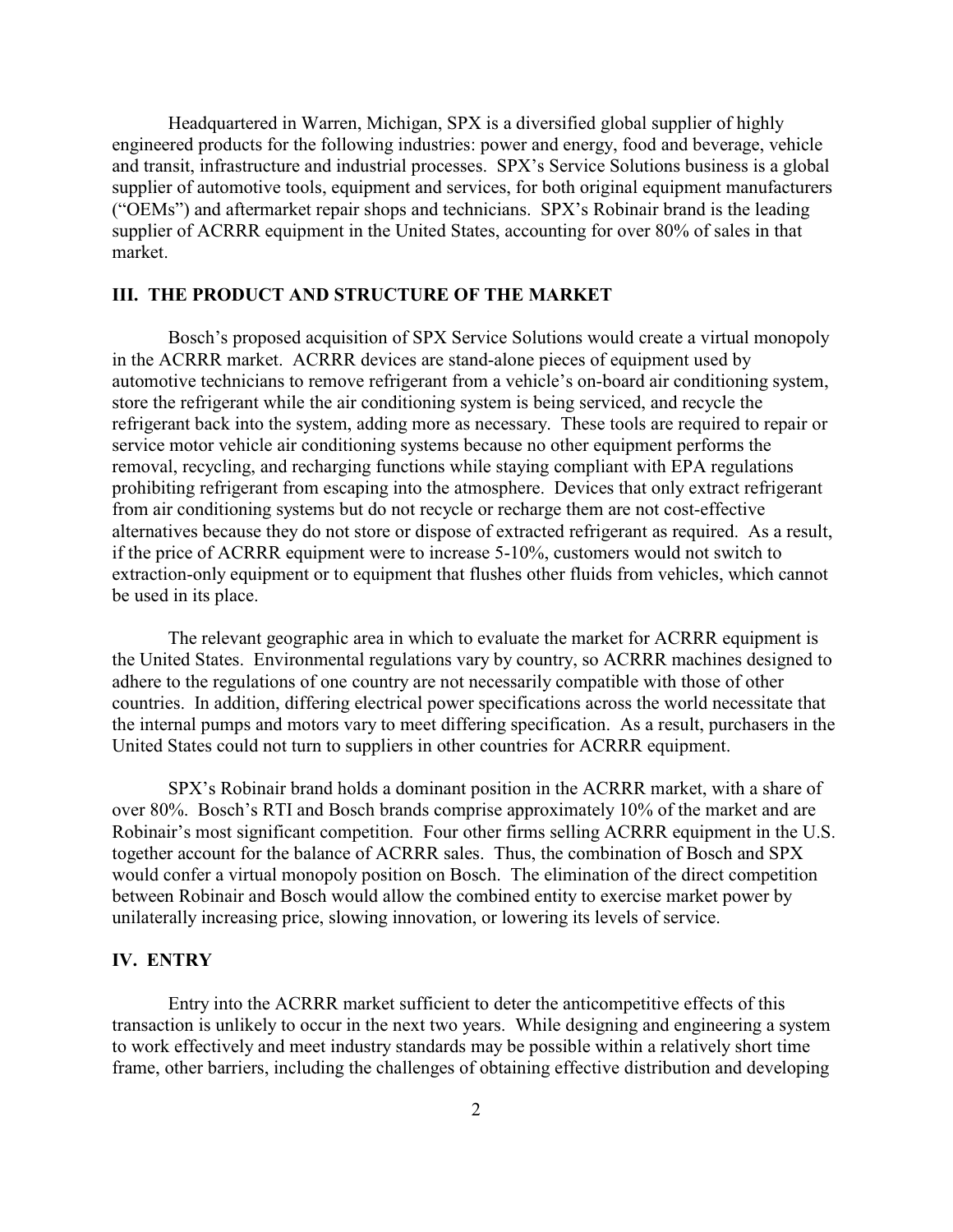Headquartered in Warren, Michigan, SPX is a diversified global supplier of highly engineered products for the following industries: power and energy, food and beverage, vehicle and transit, infrastructure and industrial processes. SPX's Service Solutions business is a global supplier of automotive tools, equipment and services, for both original equipment manufacturers ("OEMs") and aftermarket repair shops and technicians. SPX's Robinair brand is the leading supplier of ACRRR equipment in the United States, accounting for over 80% of sales in that market.

## III. THE PRODUCT AND STRUCTURE OF THE MARKET

Bosch's proposed acquisition of SPX Service Solutions would create a virtual monopoly in the ACRRR market. ACRRR devices are stand-alone pieces of equipment used by automotive technicians to remove refrigerant from a vehicle's on-board air conditioning system, store the refrigerant while the air conditioning system is being serviced, and recycle the refrigerant back into the system, adding more as necessary. These tools are required to repair or service motor vehicle air conditioning systems because no other equipment performs the removal, recycling, and recharging functions while staying compliant with EPA regulations prohibiting refrigerant from escaping into the atmosphere. Devices that only extract refrigerant from air conditioning systems but do not recycle or recharge them are not cost-effective alternatives because they do not store or dispose of extracted refrigerant as required. As a result, if the price of ACRRR equipment were to increase 5-10%, customers would not switch to extraction-only equipment or to equipment that flushes other fluids from vehicles, which cannot be used in its place.

The relevant geographic area in which to evaluate the market for ACRRR equipment is the United States. Environmental regulations vary by country, so ACRRR machines designed to adhere to the regulations of one country are not necessarily compatible with those of other countries. In addition, differing electrical power specifications across the world necessitate that the internal pumps and motors vary to meet differing specification. As a result, purchasers in the United States could not turn to suppliers in other countries for ACRRR equipment.

SPX's Robinair brand holds a dominant position in the ACRRR market, with a share of over 80%. Bosch's RTI and Bosch brands comprise approximately 10% of the market and are Robinair's most significant competition. Four other firms selling ACRRR equipment in the U.S. together account for the balance of ACRRR sales. Thus, the combination of Bosch and SPX would confer a virtual monopoly position on Bosch. The elimination of the direct competition between Robinair and Bosch would allow the combined entity to exercise market power by unilaterally increasing price, slowing innovation, or lowering its levels of service.

## IV. ENTRY

Entry into the ACRRR market sufficient to deter the anticompetitive effects of this transaction is unlikely to occur in the next two years. While designing and engineering a system to work effectively and meet industry standards may be possible within a relatively short time frame, other barriers, including the challenges of obtaining effective distribution and developing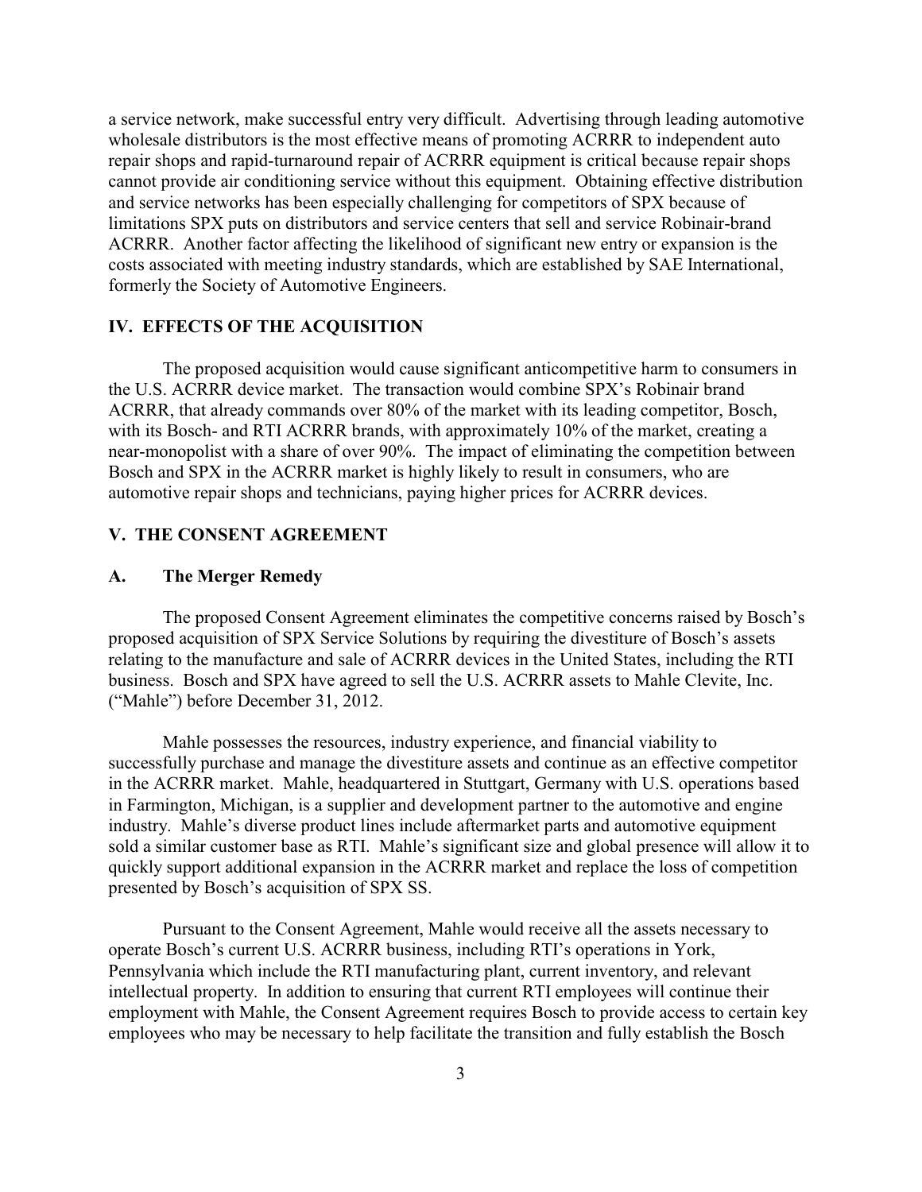a service network, make successful entry very difficult. Advertising through leading automotive wholesale distributors is the most effective means of promoting ACRRR to independent auto repair shops and rapid-turnaround repair of ACRRR equipment is critical because repair shops cannot provide air conditioning service without this equipment. Obtaining effective distribution and service networks has been especially challenging for competitors of SPX because of limitations SPX puts on distributors and service centers that sell and service Robinair-brand ACRRR. Another factor affecting the likelihood of significant new entry or expansion is the costs associated with meeting industry standards, which are established by SAE International, formerly the Society of Automotive Engineers.

## IV. EFFECTS OF THE ACQUISITION

The proposed acquisition would cause significant anticompetitive harm to consumers in the U.S. ACRRR device market. The transaction would combine SPX's Robinair brand ACRRR, that already commands over 80% of the market with its leading competitor, Bosch, with its Bosch- and RTI ACRRR brands, with approximately 10% of the market, creating a near-monopolist with a share of over 90%. The impact of eliminating the competition between Bosch and SPX in the ACRRR market is highly likely to result in consumers, who are automotive repair shops and technicians, paying higher prices for ACRRR devices.

## V. THE CONSENT AGREEMENT

### A. The Merger Remedy

The proposed Consent Agreement eliminates the competitive concerns raised by Bosch's proposed acquisition of SPX Service Solutions by requiring the divestiture of Bosch's assets relating to the manufacture and sale of ACRRR devices in the United States, including the RTI business. Bosch and SPX have agreed to sell the U.S. ACRRR assets to Mahle Clevite, Inc. ("Mahle") before December 31, 2012.

Mahle possesses the resources, industry experience, and financial viability to successfully purchase and manage the divestiture assets and continue as an effective competitor in the ACRRR market. Mahle, headquartered in Stuttgart, Germany with U.S. operations based in Farmington, Michigan, is a supplier and development partner to the automotive and engine industry. Mahle's diverse product lines include aftermarket parts and automotive equipment sold a similar customer base as RTI. Mahle's significant size and global presence will allow it to quickly support additional expansion in the ACRRR market and replace the loss of competition presented by Bosch's acquisition of SPX SS.

Pursuant to the Consent Agreement, Mahle would receive all the assets necessary to operate Bosch's current U.S. ACRRR business, including RTI's operations in York, Pennsylvania which include the RTI manufacturing plant, current inventory, and relevant intellectual property. In addition to ensuring that current RTI employees will continue their employment with Mahle, the Consent Agreement requires Bosch to provide access to certain key employees who may be necessary to help facilitate the transition and fully establish the Bosch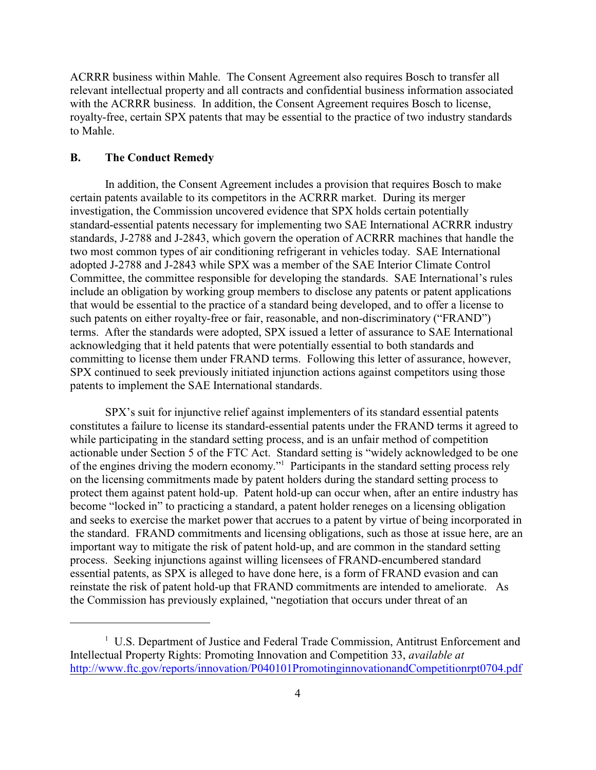ACRRR business within Mahle. The Consent Agreement also requires Bosch to transfer all relevant intellectual property and all contracts and confidential business information associated with the ACRRR business. In addition, the Consent Agreement requires Bosch to license, royalty-free, certain SPX patents that may be essential to the practice of two industry standards to Mahle.

### B. The Conduct Remedy

In addition, the Consent Agreement includes a provision that requires Bosch to make certain patents available to its competitors in the ACRRR market. During its merger investigation, the Commission uncovered evidence that SPX holds certain potentially standard-essential patents necessary for implementing two SAE International ACRRR industry standards, J-2788 and J-2843, which govern the operation of ACRRR machines that handle the two most common types of air conditioning refrigerant in vehicles today. SAE International adopted J-2788 and J-2843 while SPX was a member of the SAE Interior Climate Control Committee, the committee responsible for developing the standards. SAE International's rules include an obligation by working group members to disclose any patents or patent applications that would be essential to the practice of a standard being developed, and to offer a license to such patents on either royalty-free or fair, reasonable, and non-discriminatory ("FRAND") terms. After the standards were adopted, SPX issued a letter of assurance to SAE International acknowledging that it held patents that were potentially essential to both standards and committing to license them under FRAND terms. Following this letter of assurance, however, SPX continued to seek previously initiated injunction actions against competitors using those patents to implement the SAE International standards.

SPX's suit for injunctive relief against implementers of its standard essential patents constitutes a failure to license its standard-essential patents under the FRAND terms it agreed to while participating in the standard setting process, and is an unfair method of competition actionable under Section 5 of the FTC Act. Standard setting is "widely acknowledged to be one of the engines driving the modern economy."[1] Participants in the standard setting process rely on the licensing commitments made by patent holders during the standard setting process to protect them against patent hold-up. Patent hold-up can occur when, after an entire industry has become "locked in" to practicing a standard, a patent holder reneges on a licensing obligation and seeks to exercise the market power that accrues to a patent by virtue of being incorporated in the standard. FRAND commitments and licensing obligations, such as those at issue here, are an important way to mitigate the risk of patent hold-up, and are common in the standard setting process. Seeking injunctions against willing licensees of FRAND-encumbered standard essential patents, as SPX is alleged to have done here, is a form of FRAND evasion and can reinstate the risk of patent hold-up that FRAND commitments are intended to ameliorate. As the Commission has previously explained, "negotiation that occurs under threat of an

---

[1] U.S. Department of Justice and Federal Trade Commission, Antitrust Enforcement and Intellectual Property Rights: Promoting Innovation and Competition 33, *available at* http://www.ftc.gov/reports/innovation/P040101PromotinginnovationandCompetitionrpt0704.pdf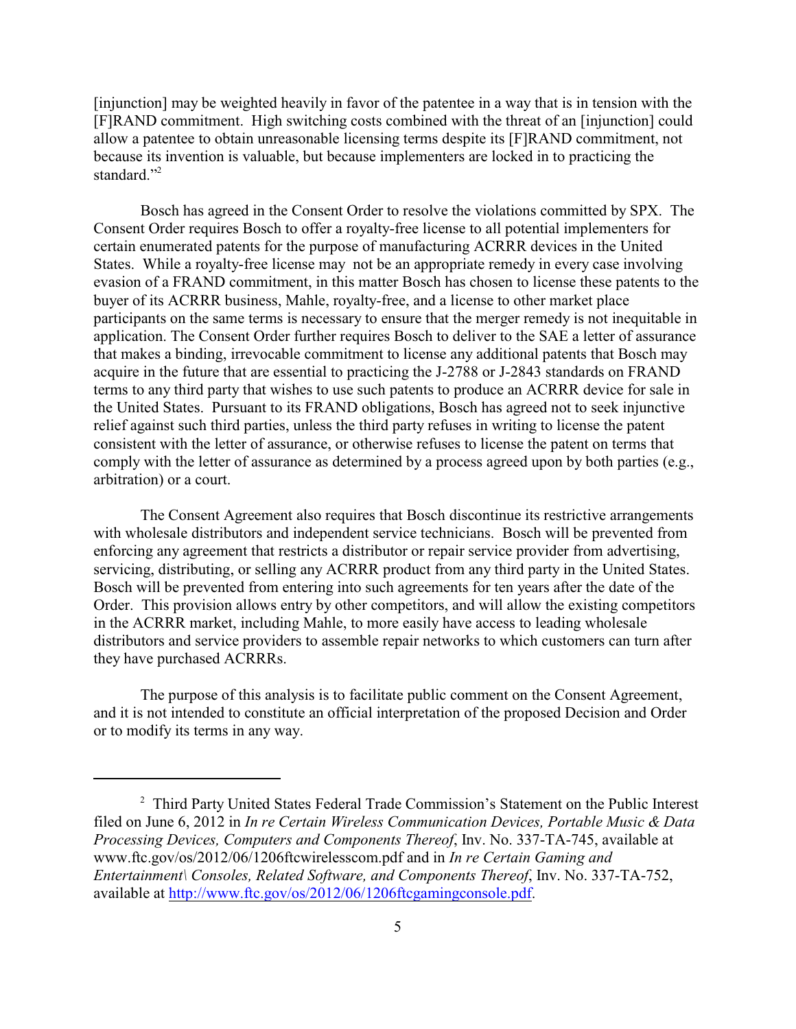[injunction] may be weighted heavily in favor of the patentee in a way that is in tension with the [F]RAND commitment. High switching costs combined with the threat of an [injunction] could allow a patentee to obtain unreasonable licensing terms despite its [F]RAND commitment, not because its invention is valuable, but because implementers are locked in to practicing the standard."[2]

Bosch has agreed in the Consent Order to resolve the violations committed by SPX. The Consent Order requires Bosch to offer a royalty-free license to all potential implementers for certain enumerated patents for the purpose of manufacturing ACRRR devices in the United States. While a royalty-free license may not be an appropriate remedy in every case involving evasion of a FRAND commitment, in this matter Bosch has chosen to license these patents to the buyer of its ACRRR business, Mahle, royalty-free, and a license to other market place participants on the same terms is necessary to ensure that the merger remedy is not inequitable in application. The Consent Order further requires Bosch to deliver to the SAE a letter of assurance that makes a binding, irrevocable commitment to license any additional patents that Bosch may acquire in the future that are essential to practicing the J-2788 or J-2843 standards on FRAND terms to any third party that wishes to use such patents to produce an ACRRR device for sale in the United States. Pursuant to its FRAND obligations, Bosch has agreed not to seek injunctive relief against such third parties, unless the third party refuses in writing to license the patent consistent with the letter of assurance, or otherwise refuses to license the patent on terms that comply with the letter of assurance as determined by a process agreed upon by both parties (e.g., arbitration) or a court.

The Consent Agreement also requires that Bosch discontinue its restrictive arrangements with wholesale distributors and independent service technicians. Bosch will be prevented from enforcing any agreement that restricts a distributor or repair service provider from advertising, servicing, distributing, or selling any ACRRR product from any third party in the United States. Bosch will be prevented from entering into such agreements for ten years after the date of the Order. This provision allows entry by other competitors, and will allow the existing competitors in the ACRRR market, including Mahle, to more easily have access to leading wholesale distributors and service providers to assemble repair networks to which customers can turn after they have purchased ACRRRs.

The purpose of this analysis is to facilitate public comment on the Consent Agreement, and it is not intended to constitute an official interpretation of the proposed Decision and Order or to modify its terms in any way.

---

[2] Third Party United States Federal Trade Commission's Statement on the Public Interest filed on June 6, 2012 in *In re Certain Wireless Communication Devices, Portable Music & Data Processing Devices, Computers and Components Thereof*, Inv. No. 337-TA-745, available at www.ftc.gov/os/2012/06/1206ftcwirelesscom.pdf and in *In re Certain Gaming and Entertainment\ Consoles, Related Software, and Components Thereof*, Inv. No. 337-TA-752, available at http://www.ftc.gov/os/2012/06/1206ftcgamingconsole.pdf.